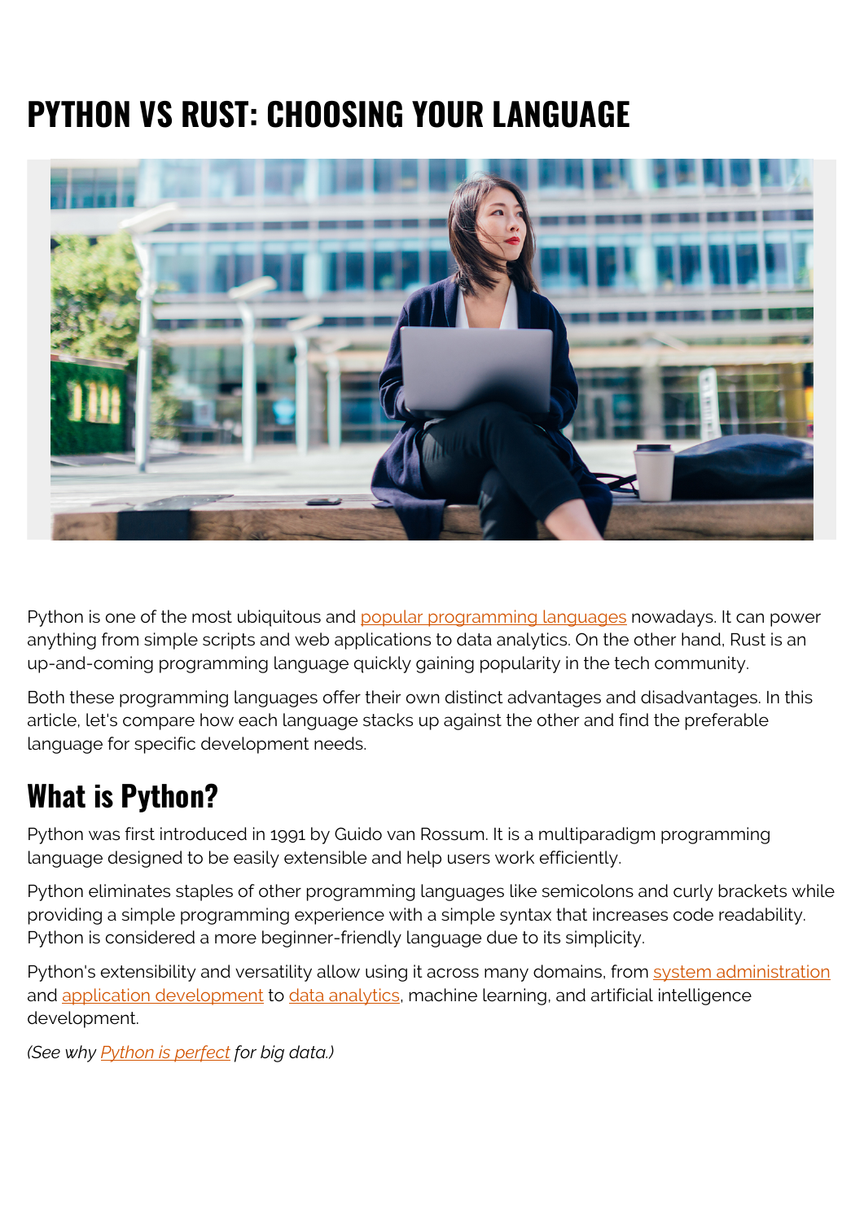# PYTHON VS RUST: CHOOSING YOUR LANGUAGE

Python is one of the most ubiquitous and popular programming languages nowadays. It can power anything from simple scripts and web applications to data analytics. On the other hand, Rust is an up-and-coming programming language quickly gaining popularity in the tech community.

Both these programming languages offer their own distinct advantages and disadvantages. In this article, let's compare how each language stacks up against the other and find the preferable language for specific development needs.

## What is Python?

Python was first introduced in 1991 by Guido van Rossum. It is a multiparadigm programming language designed to be easily extensible and help users work efficiently.

Python eliminates staples of other programming languages like semicolons and curly brackets while providing a simple programming experience with a simple syntax that increases code readability. Python is considered a more beginner-friendly language due to its simplicity.

Python's extensibility and versatility allow using it across many domains, from system administration and application development to data analytics, machine learning, and artificial intelligence development.

*(See why Python is perfect for big data.)*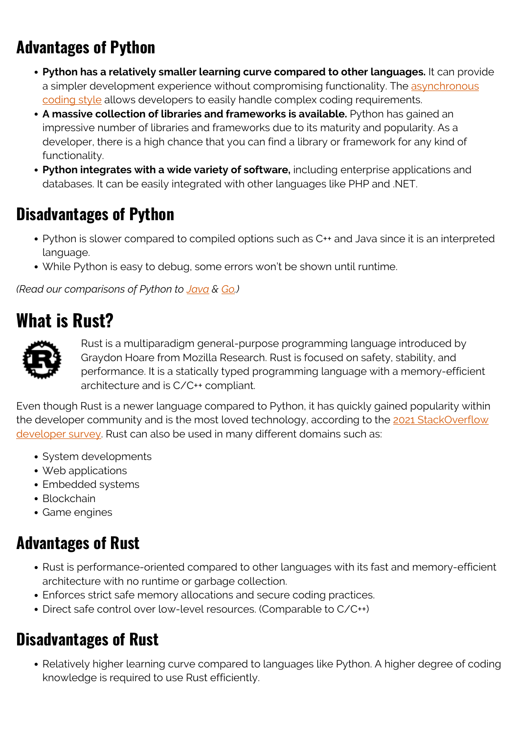## Advantages of Python

- **Python has a relatively smaller learning curve compared to other languages.** It can provide a simpler development experience without compromising functionality. The asynchronous coding style allows developers to easily handle complex coding requirements.
- **A massive collection of libraries and frameworks is available.** Python has gained an impressive number of libraries and frameworks due to its maturity and popularity. As a developer, there is a high chance that you can find a library or framework for any kind of functionality.
- **Python integrates with a wide variety of software,** including enterprise applications and databases. It can be easily integrated with other languages like PHP and .NET.

## Disadvantages of Python

- Python is slower compared to compiled options such as C++ and Java since it is an interpreted language.
- While Python is easy to debug, some errors won't be shown until runtime.

*(Read our comparisons of Python to Java & Go.)*

# What is Rust?

Rust is a multiparadigm general-purpose programming language introduced by Graydon Hoare from Mozilla Research. Rust is focused on safety, stability, and performance. It is a statically typed programming language with a memory-efficient architecture and is C/C++ compliant.

Even though Rust is a newer language compared to Python, it has quickly gained popularity within the developer community and is the most loved technology, according to the 2021 StackOverflow developer survey. Rust can also be used in many different domains such as:

- System developments
- Web applications
- Embedded systems
- Blockchain
- Game engines

## Advantages of Rust

- Rust is performance-oriented compared to other languages with its fast and memory-efficient architecture with no runtime or garbage collection.
- Enforces strict safe memory allocations and secure coding practices.
- Direct safe control over low-level resources. (Comparable to C/C++)

## Disadvantages of Rust

- Relatively higher learning curve compared to languages like Python. A higher degree of coding knowledge is required to use Rust efficiently.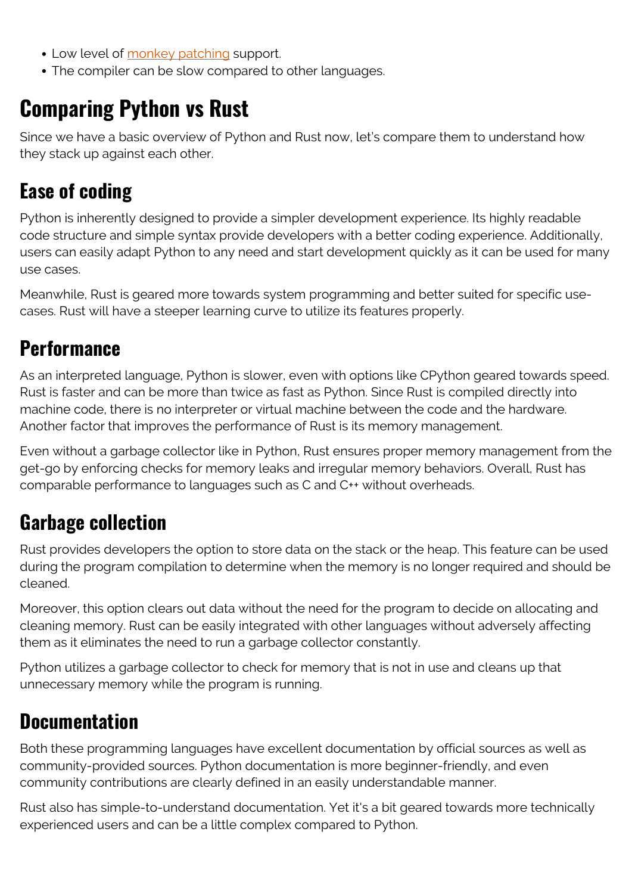- Low level of monkey patching support.
- The compiler can be slow compared to other languages.

## Comparing Python vs Rust

Since we have a basic overview of Python and Rust now, let's compare them to understand how they stack up against each other.

### Ease of coding

Python is inherently designed to provide a simpler development experience. Its highly readable code structure and simple syntax provide developers with a better coding experience. Additionally, users can easily adapt Python to any need and start development quickly as it can be used for many use cases.

Meanwhile, Rust is geared more towards system programming and better suited for specific use-cases. Rust will have a steeper learning curve to utilize its features properly.

### Performance

As an interpreted language, Python is slower, even with options like CPython geared towards speed. Rust is faster and can be more than twice as fast as Python. Since Rust is compiled directly into machine code, there is no interpreter or virtual machine between the code and the hardware. Another factor that improves the performance of Rust is its memory management.

Even without a garbage collector like in Python, Rust ensures proper memory management from the get-go by enforcing checks for memory leaks and irregular memory behaviors. Overall, Rust has comparable performance to languages such as C and C++ without overheads.

### Garbage collection

Rust provides developers the option to store data on the stack or the heap. This feature can be used during the program compilation to determine when the memory is no longer required and should be cleaned.

Moreover, this option clears out data without the need for the program to decide on allocating and cleaning memory. Rust can be easily integrated with other languages without adversely affecting them as it eliminates the need to run a garbage collector constantly.

Python utilizes a garbage collector to check for memory that is not in use and cleans up that unnecessary memory while the program is running.

### Documentation

Both these programming languages have excellent documentation by official sources as well as community-provided sources. Python documentation is more beginner-friendly, and even community contributions are clearly defined in an easily understandable manner.

Rust also has simple-to-understand documentation. Yet it's a bit geared towards more technically experienced users and can be a little complex compared to Python.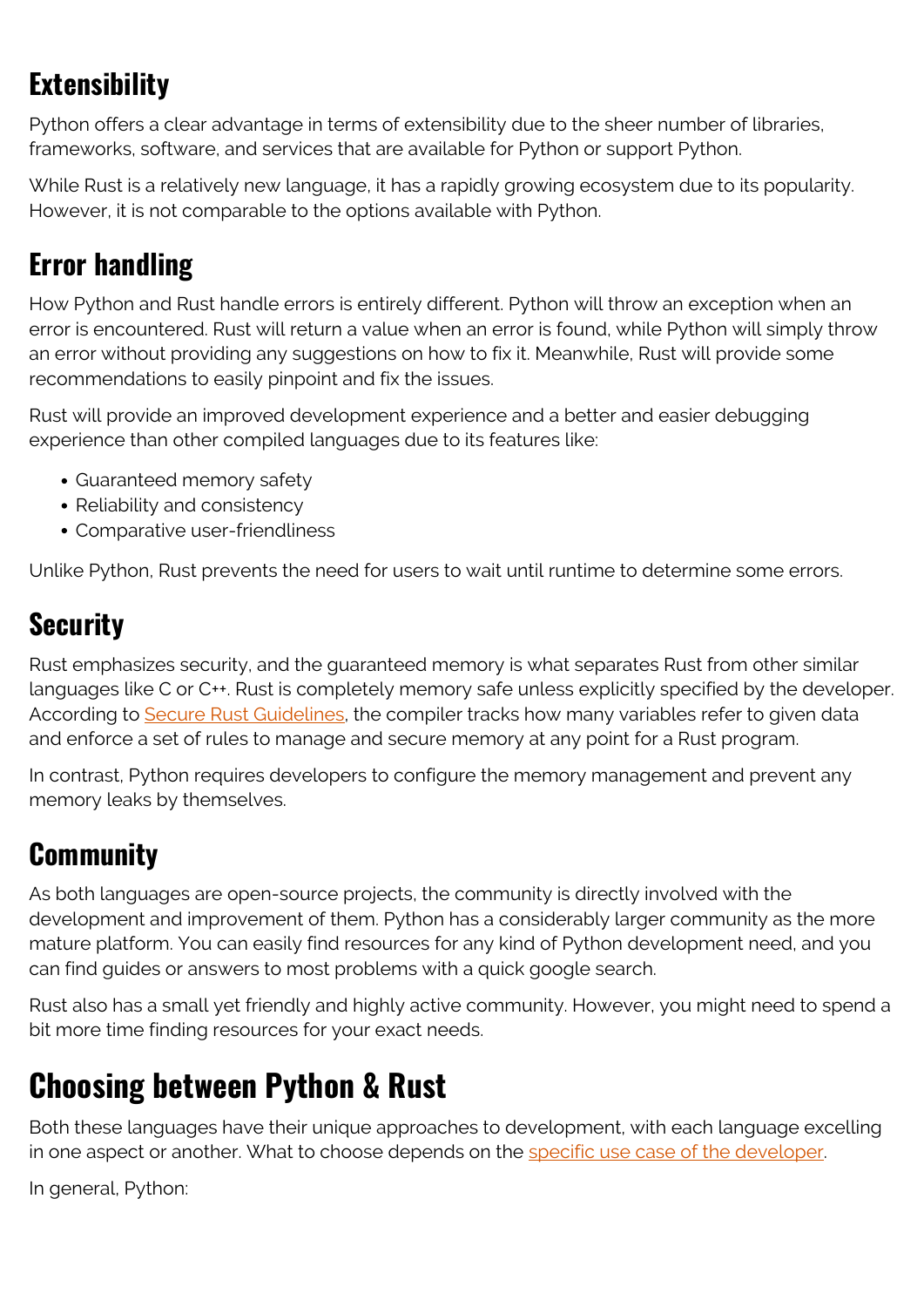## Extensibility

Python offers a clear advantage in terms of extensibility due to the sheer number of libraries, frameworks, software, and services that are available for Python or support Python.

While Rust is a relatively new language, it has a rapidly growing ecosystem due to its popularity. However, it is not comparable to the options available with Python.

## Error handling

How Python and Rust handle errors is entirely different. Python will throw an exception when an error is encountered. Rust will return a value when an error is found, while Python will simply throw an error without providing any suggestions on how to fix it. Meanwhile, Rust will provide some recommendations to easily pinpoint and fix the issues.

Rust will provide an improved development experience and a better and easier debugging experience than other compiled languages due to its features like:

- Guaranteed memory safety
- Reliability and consistency
- Comparative user-friendliness

Unlike Python, Rust prevents the need for users to wait until runtime to determine some errors.

## Security

Rust emphasizes security, and the guaranteed memory is what separates Rust from other similar languages like C or C++. Rust is completely memory safe unless explicitly specified by the developer. According to Secure Rust Guidelines, the compiler tracks how many variables refer to given data and enforce a set of rules to manage and secure memory at any point for a Rust program.

In contrast, Python requires developers to configure the memory management and prevent any memory leaks by themselves.

## Community

As both languages are open-source projects, the community is directly involved with the development and improvement of them. Python has a considerably larger community as the more mature platform. You can easily find resources for any kind of Python development need, and you can find guides or answers to most problems with a quick google search.

Rust also has a small yet friendly and highly active community. However, you might need to spend a bit more time finding resources for your exact needs.

# Choosing between Python & Rust

Both these languages have their unique approaches to development, with each language excelling in one aspect or another. What to choose depends on the specific use case of the developer.

In general, Python: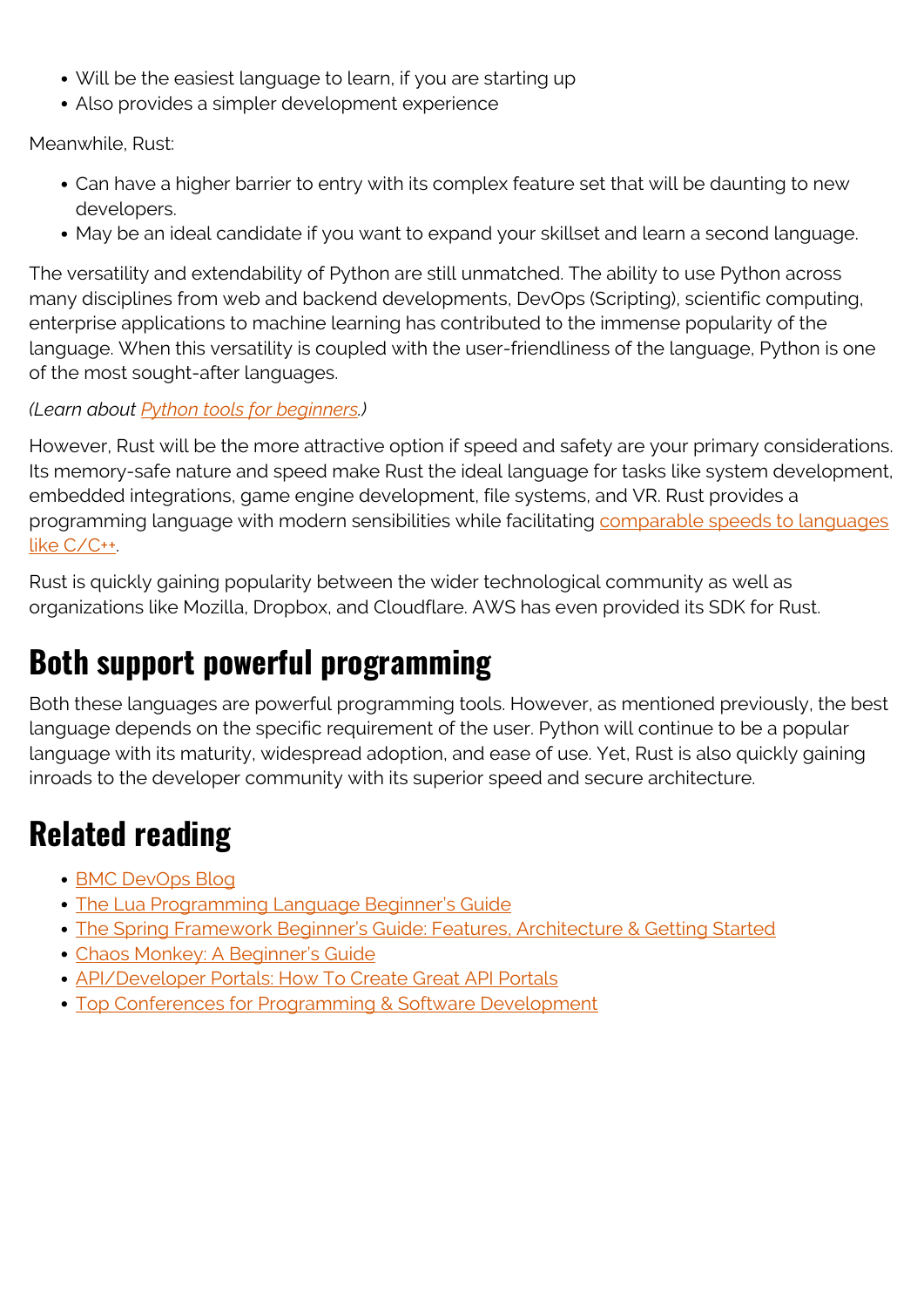- Will be the easiest language to learn, if you are starting up
- Also provides a simpler development experience

Meanwhile, Rust:

- Can have a higher barrier to entry with its complex feature set that will be daunting to new developers.
- May be an ideal candidate if you want to expand your skillset and learn a second language.

The versatility and extendability of Python are still unmatched. The ability to use Python across many disciplines from web and backend developments, DevOps (Scripting), scientific computing, enterprise applications to machine learning has contributed to the immense popularity of the language. When this versatility is coupled with the user-friendliness of the language, Python is one of the most sought-after languages.

*(Learn about [Python tools for beginners](#).)*

However, Rust will be the more attractive option if speed and safety are your primary considerations. Its memory-safe nature and speed make Rust the ideal language for tasks like system development, embedded integrations, game engine development, file systems, and VR. Rust provides a programming language with modern sensibilities while facilitating [comparable speeds to languages like C/C++](#).

Rust is quickly gaining popularity between the wider technological community as well as organizations like Mozilla, Dropbox, and Cloudflare. AWS has even provided its SDK for Rust.

## Both support powerful programming

Both these languages are powerful programming tools. However, as mentioned previously, the best language depends on the specific requirement of the user. Python will continue to be a popular language with its maturity, widespread adoption, and ease of use. Yet, Rust is also quickly gaining inroads to the developer community with its superior speed and secure architecture.

## Related reading

- [BMC DevOps Blog](#)
- [The Lua Programming Language Beginner's Guide](#)
- [The Spring Framework Beginner's Guide: Features, Architecture & Getting Started](#)
- [Chaos Monkey: A Beginner's Guide](#)
- [API/Developer Portals: How To Create Great API Portals](#)
- [Top Conferences for Programming & Software Development](#)